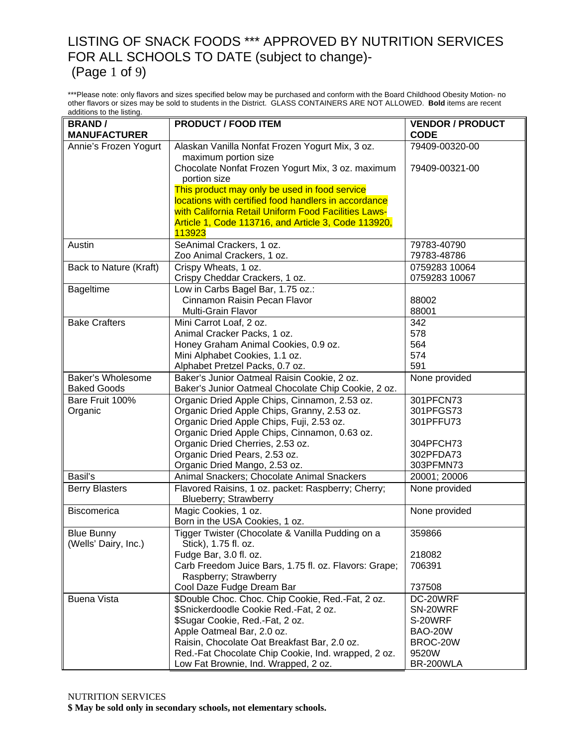# LISTING OF SNACK FOODS *** APPROVED BY NUTRITION SERVICES FOR ALL SCHOOLS TO DATE (subject to change)- (Page 1 of 9)

***Please note: only flavors and sizes specified below may be purchased and conform with the Board Childhood Obesity Motion- no other flavors or sizes may be sold to students in the District. GLASS CONTAINERS ARE NOT ALLOWED. **Bold** items are recent additions to the listing.

| BRAND / MANUFACTURER | PRODUCT / FOOD ITEM | VENDOR / PRODUCT CODE |
|---|---|---|
| Annie's Frozen Yogurt | Alaskan Vanilla Nonfat Frozen Yogurt Mix, 3 oz. maximum portion size | 79409-00320-00 |
| | Chocolate Nonfat Frozen Yogurt Mix, 3 oz. maximum portion size | 79409-00321-00 |
| | This product may only be used in food service locations with certified food handlers in accordance with California Retail Uniform Food Facilities Laws- Article 1, Code 113716, and Article 3, Code 113920, 113923 | |
| Austin | SeAnimal Crackers, 1 oz. | 79783-40790 |
| | Zoo Animal Crackers, 1 oz. | 79783-48786 |
| Back to Nature (Kraft) | Crispy Wheats, 1 oz. | 0759283 10064 |
| | Crispy Cheddar Crackers, 1 oz. | 0759283 10067 |
| Bageltime | Low in Carbs Bagel Bar, 1.75 oz.: | |
| | Cinnamon Raisin Pecan Flavor | 88002 |
| | Multi-Grain Flavor | 88001 |
| Bake Crafters | Mini Carrot Loaf, 2 oz. | 342 |
| | Animal Cracker Packs, 1 oz. | 578 |
| | Honey Graham Animal Cookies, 0.9 oz. | 564 |
| | Mini Alphabet Cookies, 1.1 oz. | 574 |
| | Alphabet Pretzel Packs, 0.7 oz. | 591 |
| Baker's Wholesome Baked Goods | Baker's Junior Oatmeal Raisin Cookie, 2 oz. | None provided |
| | Baker's Junior Oatmeal Chocolate Chip Cookie, 2 oz. | |
| Bare Fruit 100% Organic | Organic Dried Apple Chips, Cinnamon, 2.53 oz. | 301PFCN73 |
| | Organic Dried Apple Chips, Granny, 2.53 oz. | 301PFGS73 |
| | Organic Dried Apple Chips, Fuji, 2.53 oz. | 301PFFU73 |
| | Organic Dried Apple Chips, Cinnamon, 0.63 oz. | |
| | Organic Dried Cherries, 2.53 oz. | 304PFCH73 |
| | Organic Dried Pears, 2.53 oz. | 302PFDA73 |
| | Organic Dried Mango, 2.53 oz. | 303PFMN73 |
| Basil's | Animal Snackers; Chocolate Animal Snackers | 20001; 20006 |
| Berry Blasters | Flavored Raisins, 1 oz. packet: Raspberry; Cherry; Blueberry; Strawberry | None provided |
| Biscomerica | Magic Cookies, 1 oz. | None provided |
| | Born in the USA Cookies, 1 oz. | |
| Blue Bunny (Wells' Dairy, Inc.) | Tigger Twister (Chocolate & Vanilla Pudding on a Stick), 1.75 fl. oz. | 359866 |
| | Fudge Bar, 3.0 fl. oz. | 218082 |
| | Carb Freedom Juice Bars, 1.75 fl. oz. Flavors: Grape; Raspberry; Strawberry | 706391 |
| | Cool Daze Fudge Dream Bar | 737508 |
| Buena Vista | $Double Choc. Choc. Chip Cookie, Red.-Fat, 2 oz. | DC-20WRF |
| | $Snickerdoodle Cookie Red.-Fat, 2 oz. | SN-20WRF |
| | $Sugar Cookie, Red.-Fat, 2 oz. | S-20WRF |
| | Apple Oatmeal Bar, 2.0 oz. | BAO-20W |
| | Raisin, Chocolate Oat Breakfast Bar, 2.0 oz. | BROC-20W |
| | Red.-Fat Chocolate Chip Cookie, Ind. wrapped, 2 oz. | 9520W |
| | Low Fat Brownie, Ind. Wrapped, 2 oz. | BR-200WLA |

NUTRITION SERVICES

**$ May be sold only in secondary schools, not elementary schools.**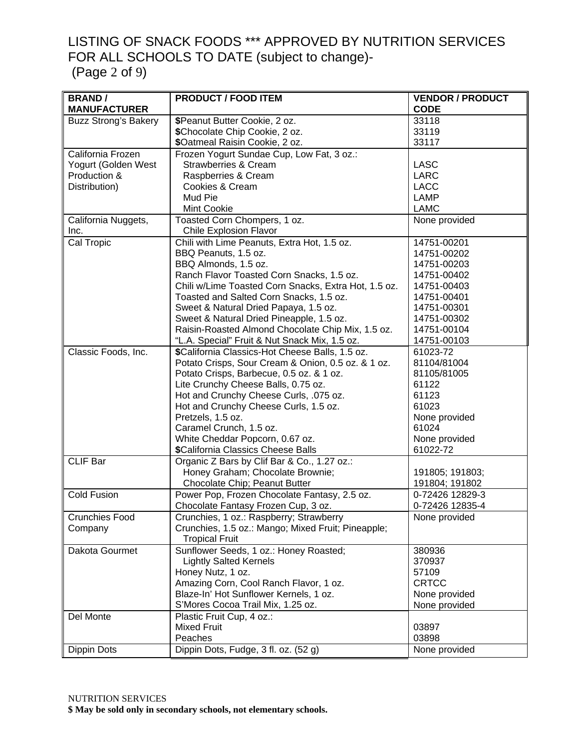# LISTING OF SNACK FOODS *** APPROVED BY NUTRITION SERVICES FOR ALL SCHOOLS TO DATE (subject to change)-

(Page 2 of 9)

| BRAND / MANUFACTURER | PRODUCT / FOOD ITEM | VENDOR / PRODUCT CODE |
|---|---|---|
| Buzz Strong's Bakery | **$**Peanut Butter Cookie, 2 oz.<br>**$**Chocolate Chip Cookie, 2 oz.<br>**$**Oatmeal Raisin Cookie, 2 oz. | 33118<br>33119<br>33117 |
| California Frozen Yogurt (Golden West Production & Distribution) | Frozen Yogurt Sundae Cup, Low Fat, 3 oz.:<br>Strawberries & Cream<br>Raspberries & Cream<br>Cookies & Cream<br>Mud Pie<br>Mint Cookie | <br>LASC<br>LARC<br>LACC<br>LAMP<br>LAMC |
| California Nuggets, Inc. | Toasted Corn Chompers, 1 oz.<br>Chile Explosion Flavor | None provided |
| Cal Tropic | Chili with Lime Peanuts, Extra Hot, 1.5 oz.<br>BBQ Peanuts, 1.5 oz.<br>BBQ Almonds, 1.5 oz.<br>Ranch Flavor Toasted Corn Snacks, 1.5 oz.<br>Chili w/Lime Toasted Corn Snacks, Extra Hot, 1.5 oz.<br>Toasted and Salted Corn Snacks, 1.5 oz.<br>Sweet & Natural Dried Papaya, 1.5 oz.<br>Sweet & Natural Dried Pineapple, 1.5 oz.<br>Raisin-Roasted Almond Chocolate Chip Mix, 1.5 oz.<br>"L.A. Special" Fruit & Nut Snack Mix, 1.5 oz. | 14751-00201<br>14751-00202<br>14751-00203<br>14751-00402<br>14751-00403<br>14751-00401<br>14751-00301<br>14751-00302<br>14751-00104<br>14751-00103 |
| Classic Foods, Inc. | **$**California Classics-Hot Cheese Balls, 1.5 oz.<br>Potato Crisps, Sour Cream & Onion, 0.5 oz. & 1 oz.<br>Potato Crisps, Barbecue, 0.5 oz. & 1 oz.<br>Lite Crunchy Cheese Balls, 0.75 oz.<br>Hot and Crunchy Cheese Curls, .075 oz.<br>Hot and Crunchy Cheese Curls, 1.5 oz.<br>Pretzels, 1.5 oz.<br>Caramel Crunch, 1.5 oz.<br>White Cheddar Popcorn, 0.67 oz.<br>**$**California Classics Cheese Balls | 61023-72<br>81104/81004<br>81105/81005<br>61122<br>61123<br>61023<br>None provided<br>61024<br>None provided<br>61022-72 |
| CLIF Bar | Organic Z Bars by Clif Bar & Co., 1.27 oz.:<br>Honey Graham; Chocolate Brownie;<br>Chocolate Chip; Peanut Butter | <br>191805; 191803;<br>191804; 191802 |
| Cold Fusion | Power Pop, Frozen Chocolate Fantasy, 2.5 oz.<br>Chocolate Fantasy Frozen Cup, 3 oz. | 0-72426 12829-3<br>0-72426 12835-4 |
| Crunchies Food Company | Crunchies, 1 oz.: Raspberry; Strawberry<br>Crunchies, 1.5 oz.: Mango; Mixed Fruit; Pineapple; Tropical Fruit | None provided |
| Dakota Gourmet | Sunflower Seeds, 1 oz.: Honey Roasted;<br>Lightly Salted Kernels<br>Honey Nutz, 1 oz.<br>Amazing Corn, Cool Ranch Flavor, 1 oz.<br>Blaze-In' Hot Sunflower Kernels, 1 oz.<br>S'Mores Cocoa Trail Mix, 1.25 oz. | 380936<br>370937<br>57109<br>CRTCC<br>None provided<br>None provided |
| Del Monte | Plastic Fruit Cup, 4 oz.:<br>Mixed Fruit<br>Peaches | <br>03897<br>03898 |
| Dippin Dots | Dippin Dots, Fudge, 3 fl. oz. (52 g) | None provided |

NUTRITION SERVICES

**$ May be sold only in secondary schools, not elementary schools.**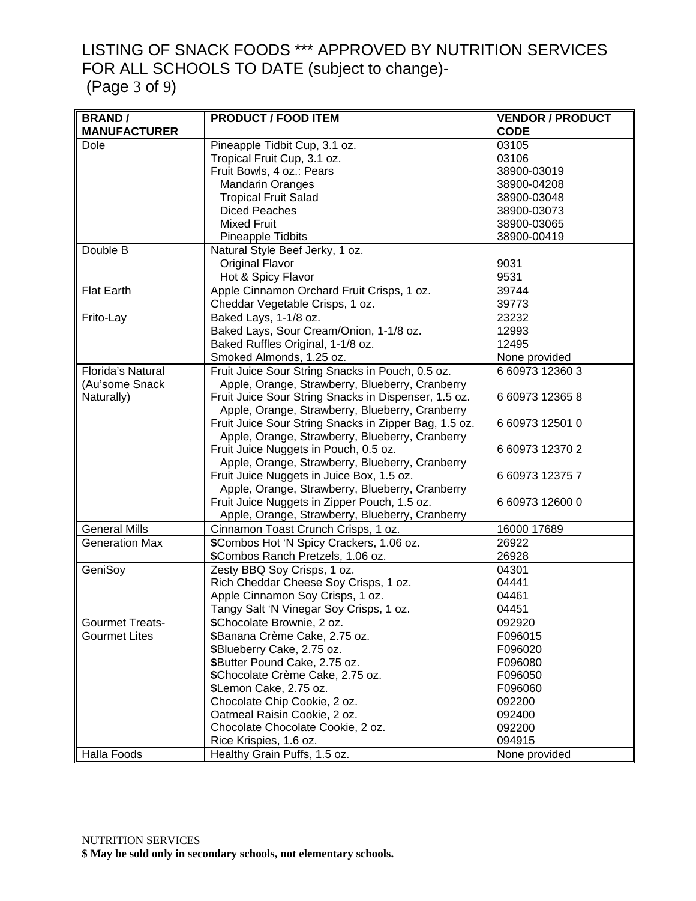# LISTING OF SNACK FOODS *** APPROVED BY NUTRITION SERVICES FOR ALL SCHOOLS TO DATE (subject to change)-

(Page 3 of 9)

| BRAND / MANUFACTURER | PRODUCT / FOOD ITEM | VENDOR / PRODUCT CODE |
|---|---|---|
| Dole | Pineapple Tidbit Cup, 3.1 oz. | 03105 |
| | Tropical Fruit Cup, 3.1 oz. | 03106 |
| | Fruit Bowls, 4 oz.: Pears | 38900-03019 |
| | Mandarin Oranges | 38900-04208 |
| | Tropical Fruit Salad | 38900-03048 |
| | Diced Peaches | 38900-03073 |
| | Mixed Fruit | 38900-03065 |
| | Pineapple Tidbits | 38900-00419 |
| Double B | Natural Style Beef Jerky, 1 oz. | |
| | Original Flavor | 9031 |
| | Hot & Spicy Flavor | 9531 |
| Flat Earth | Apple Cinnamon Orchard Fruit Crisps, 1 oz. | 39744 |
| | Cheddar Vegetable Crisps, 1 oz. | 39773 |
| Frito-Lay | Baked Lays, 1-1/8 oz. | 23232 |
| | Baked Lays, Sour Cream/Onion, 1-1/8 oz. | 12993 |
| | Baked Ruffles Original, 1-1/8 oz. | 12495 |
| | Smoked Almonds, 1.25 oz. | None provided |
| Florida's Natural (Au'some Snack Naturally) | Fruit Juice Sour String Snacks in Pouch, 0.5 oz. Apple, Orange, Strawberry, Blueberry, Cranberry | 6 60973 12360 3 |
| | Fruit Juice Sour String Snacks in Dispenser, 1.5 oz. Apple, Orange, Strawberry, Blueberry, Cranberry | 6 60973 12365 8 |
| | Fruit Juice Sour String Snacks in Zipper Bag, 1.5 oz. Apple, Orange, Strawberry, Blueberry, Cranberry | 6 60973 12501 0 |
| | Fruit Juice Nuggets in Pouch, 0.5 oz. Apple, Orange, Strawberry, Blueberry, Cranberry | 6 60973 12370 2 |
| | Fruit Juice Nuggets in Juice Box, 1.5 oz. Apple, Orange, Strawberry, Blueberry, Cranberry | 6 60973 12375 7 |
| | Fruit Juice Nuggets in Zipper Pouch, 1.5 oz. Apple, Orange, Strawberry, Blueberry, Cranberry | 6 60973 12600 0 |
| General Mills | Cinnamon Toast Crunch Crisps, 1 oz. | 16000 17689 |
| Generation Max | **$**Combos Hot 'N Spicy Crackers, 1.06 oz. | 26922 |
| | **$**Combos Ranch Pretzels, 1.06 oz. | 26928 |
| GeniSoy | Zesty BBQ Soy Crisps, 1 oz. | 04301 |
| | Rich Cheddar Cheese Soy Crisps, 1 oz. | 04441 |
| | Apple Cinnamon Soy Crisps, 1 oz. | 04461 |
| | Tangy Salt 'N Vinegar Soy Crisps, 1 oz. | 04451 |
| Gourmet Treats-Gourmet Lites | **$**Chocolate Brownie, 2 oz. | 092920 |
| | **$**Banana Crème Cake, 2.75 oz. | F096015 |
| | **$**Blueberry Cake, 2.75 oz. | F096020 |
| | **$**Butter Pound Cake, 2.75 oz. | F096080 |
| | **$**Chocolate Crème Cake, 2.75 oz. | F096050 |
| | **$**Lemon Cake, 2.75 oz. | F096060 |
| | Chocolate Chip Cookie, 2 oz. | 092200 |
| | Oatmeal Raisin Cookie, 2 oz. | 092400 |
| | Chocolate Chocolate Cookie, 2 oz. | 092200 |
| | Rice Krispies, 1.6 oz. | 094915 |
| Halla Foods | Healthy Grain Puffs, 1.5 oz. | None provided |

NUTRITION SERVICES

**$ May be sold only in secondary schools, not elementary schools.**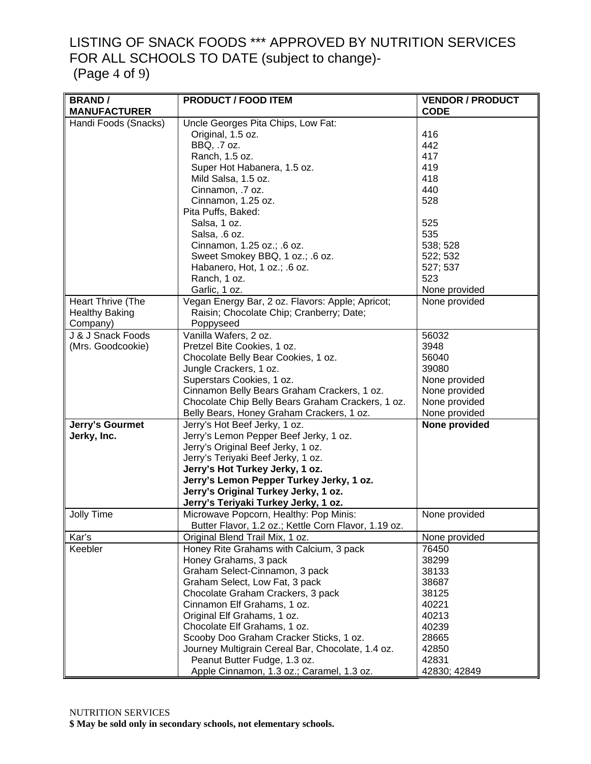# LISTING OF SNACK FOODS *** APPROVED BY NUTRITION SERVICES FOR ALL SCHOOLS TO DATE (subject to change)- (Page 4 of 9)

| BRAND / MANUFACTURER | PRODUCT / FOOD ITEM | VENDOR / PRODUCT CODE |
|---|---|---|
| Handi Foods (Snacks) | Uncle Georges Pita Chips, Low Fat: | |
| | Original, 1.5 oz. | 416 |
| | BBQ, .7 oz. | 442 |
| | Ranch, 1.5 oz. | 417 |
| | Super Hot Habanera, 1.5 oz. | 419 |
| | Mild Salsa, 1.5 oz. | 418 |
| | Cinnamon, .7 oz. | 440 |
| | Cinnamon, 1.25 oz. | 528 |
| | Pita Puffs, Baked: | |
| | Salsa, 1 oz. | 525 |
| | Salsa, .6 oz. | 535 |
| | Cinnamon, 1.25 oz.; .6 oz. | 538; 528 |
| | Sweet Smokey BBQ, 1 oz.; .6 oz. | 522; 532 |
| | Habanero, Hot, 1 oz.; .6 oz. | 527; 537 |
| | Ranch, 1 oz. | 523 |
| | Garlic, 1 oz. | None provided |
| Heart Thrive (The Healthy Baking Company) | Vegan Energy Bar, 2 oz. Flavors: Apple; Apricot; Raisin; Chocolate Chip; Cranberry; Date; Poppyseed | None provided |
| J & J Snack Foods (Mrs. Goodcookie) | Vanilla Wafers, 2 oz. | 56032 |
| | Pretzel Bite Cookies, 1 oz. | 3948 |
| | Chocolate Belly Bear Cookies, 1 oz. | 56040 |
| | Jungle Crackers, 1 oz. | 39080 |
| | Superstars Cookies, 1 oz. | None provided |
| | Cinnamon Belly Bears Graham Crackers, 1 oz. | None provided |
| | Chocolate Chip Belly Bears Graham Crackers, 1 oz. | None provided |
| | Belly Bears, Honey Graham Crackers, 1 oz. | None provided |
| **Jerry's Gourmet Jerky, Inc.** | Jerry's Hot Beef Jerky, 1 oz. | **None provided** |
| | Jerry's Lemon Pepper Beef Jerky, 1 oz. | |
| | Jerry's Original Beef Jerky, 1 oz. | |
| | Jerry's Teriyaki Beef Jerky, 1 oz. | |
| | **Jerry's Hot Turkey Jerky, 1 oz.** | |
| | **Jerry's Lemon Pepper Turkey Jerky, 1 oz.** | |
| | **Jerry's Original Turkey Jerky, 1 oz.** | |
| | **Jerry's Teriyaki Turkey Jerky, 1 oz.** | |
| Jolly Time | Microwave Popcorn, Healthy: Pop Minis: Butter Flavor, 1.2 oz.; Kettle Corn Flavor, 1.19 oz. | None provided |
| Kar's | Original Blend Trail Mix, 1 oz. | None provided |
| Keebler | Honey Rite Grahams with Calcium, 3 pack | 76450 |
| | Honey Grahams, 3 pack | 38299 |
| | Graham Select-Cinnamon, 3 pack | 38133 |
| | Graham Select, Low Fat, 3 pack | 38687 |
| | Chocolate Graham Crackers, 3 pack | 38125 |
| | Cinnamon Elf Grahams, 1 oz. | 40221 |
| | Original Elf Grahams, 1 oz. | 40213 |
| | Chocolate Elf Grahams, 1 oz. | 40239 |
| | Scooby Doo Graham Cracker Sticks, 1 oz. | 28665 |
| | Journey Multigrain Cereal Bar, Chocolate, 1.4 oz. | 42850 |
| | Peanut Butter Fudge, 1.3 oz. | 42831 |
| | Apple Cinnamon, 1.3 oz.; Caramel, 1.3 oz. | 42830; 42849 |

NUTRITION SERVICES

**$ May be sold only in secondary schools, not elementary schools.**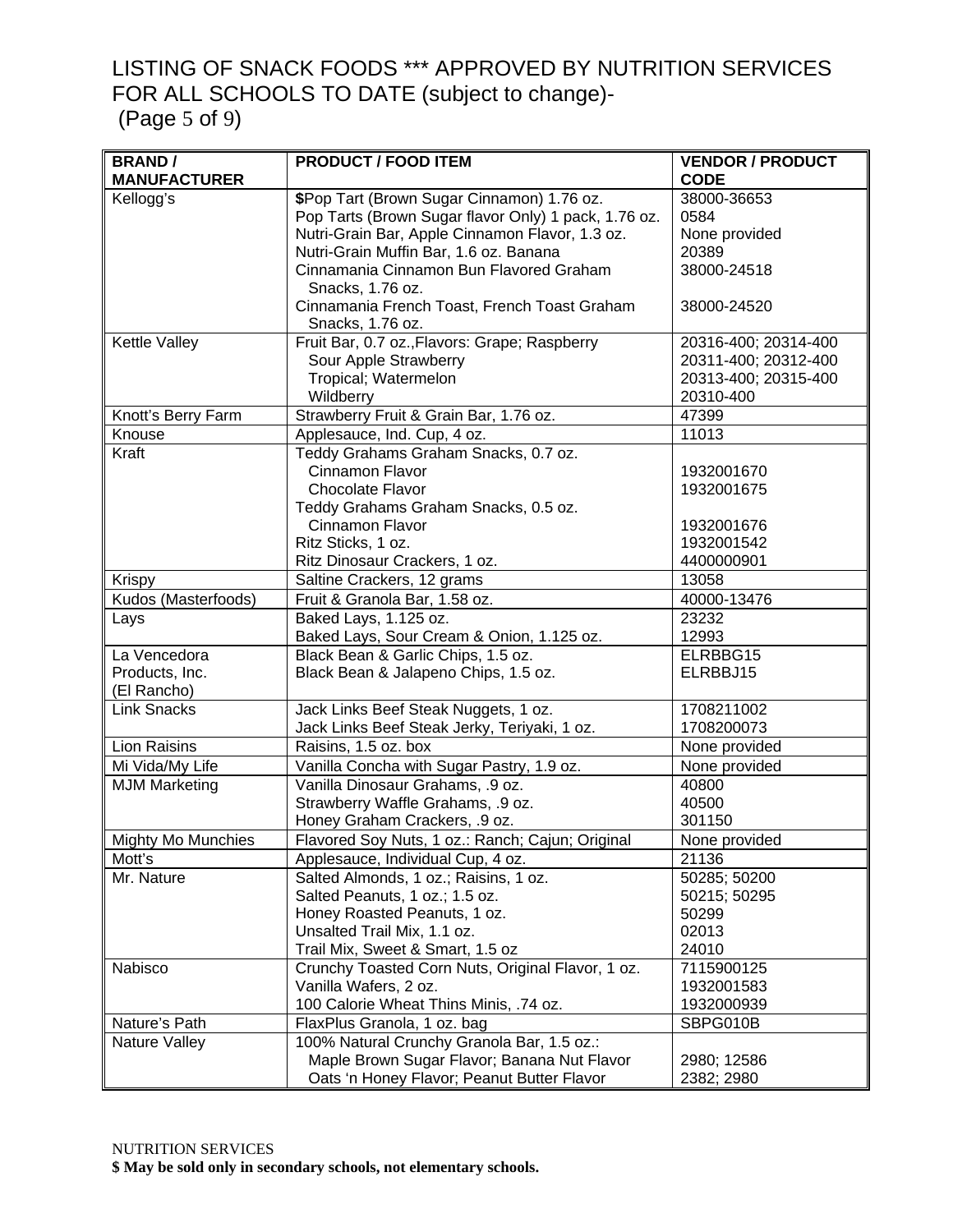# LISTING OF SNACK FOODS *** APPROVED BY NUTRITION SERVICES FOR ALL SCHOOLS TO DATE (subject to change)-

(Page 5 of 9)

| BRAND / MANUFACTURER | PRODUCT / FOOD ITEM | VENDOR / PRODUCT CODE |
|---|---|---|
| Kellogg's | **$**Pop Tart (Brown Sugar Cinnamon) 1.76 oz.<br>Pop Tarts (Brown Sugar flavor Only) 1 pack, 1.76 oz.<br>Nutri-Grain Bar, Apple Cinnamon Flavor, 1.3 oz.<br>Nutri-Grain Muffin Bar, 1.6 oz. Banana<br>Cinnamania Cinnamon Bun Flavored Graham Snacks, 1.76 oz.<br>Cinnamania French Toast, French Toast Graham Snacks, 1.76 oz. | 38000-36653<br>0584<br>None provided<br>20389<br>38000-24518<br><br>38000-24520 |
| Kettle Valley | Fruit Bar, 0.7 oz.,Flavors: Grape; Raspberry<br>Sour Apple Strawberry<br>Tropical; Watermelon<br>Wildberry | 20316-400; 20314-400<br>20311-400; 20312-400<br>20313-400; 20315-400<br>20310-400 |
| Knott's Berry Farm | Strawberry Fruit & Grain Bar, 1.76 oz. | 47399 |
| Knouse | Applesauce, Ind. Cup, 4 oz. | 11013 |
| Kraft | Teddy Grahams Graham Snacks, 0.7 oz.<br>Cinnamon Flavor<br>Chocolate Flavor<br>Teddy Grahams Graham Snacks, 0.5 oz.<br>Cinnamon Flavor<br>Ritz Sticks, 1 oz.<br>Ritz Dinosaur Crackers, 1 oz. | <br>1932001670<br>1932001675<br><br>1932001676<br>1932001542<br>4400000901 |
| Krispy | Saltine Crackers, 12 grams | 13058 |
| Kudos (Masterfoods) | Fruit & Granola Bar, 1.58 oz. | 40000-13476 |
| Lays | Baked Lays, 1.125 oz.<br>Baked Lays, Sour Cream & Onion, 1.125 oz. | 23232<br>12993 |
| La Vencedora Products, Inc. (El Rancho) | Black Bean & Garlic Chips, 1.5 oz.<br>Black Bean & Jalapeno Chips, 1.5 oz. | ELRBBG15<br>ELRBBJ15 |
| Link Snacks | Jack Links Beef Steak Nuggets, 1 oz.<br>Jack Links Beef Steak Jerky, Teriyaki, 1 oz. | 1708211002<br>1708200073 |
| Lion Raisins | Raisins, 1.5 oz. box | None provided |
| Mi Vida/My Life | Vanilla Concha with Sugar Pastry, 1.9 oz. | None provided |
| MJM Marketing | Vanilla Dinosaur Grahams, .9 oz.<br>Strawberry Waffle Grahams, .9 oz.<br>Honey Graham Crackers, .9 oz. | 40800<br>40500<br>301150 |
| Mighty Mo Munchies | Flavored Soy Nuts, 1 oz.: Ranch; Cajun; Original | None provided |
| Mott's | Applesauce, Individual Cup, 4 oz. | 21136 |
| Mr. Nature | Salted Almonds, 1 oz.; Raisins, 1 oz.<br>Salted Peanuts, 1 oz.; 1.5 oz.<br>Honey Roasted Peanuts, 1 oz.<br>Unsalted Trail Mix, 1.1 oz.<br>Trail Mix, Sweet & Smart, 1.5 oz | 50285; 50200<br>50215; 50295<br>50299<br>02013<br>24010 |
| Nabisco | Crunchy Toasted Corn Nuts, Original Flavor, 1 oz.<br>Vanilla Wafers, 2 oz.<br>100 Calorie Wheat Thins Minis, .74 oz. | 7115900125<br>1932001583<br>1932000939 |
| Nature's Path | FlaxPlus Granola, 1 oz. bag | SBPG010B |
| Nature Valley | 100% Natural Crunchy Granola Bar, 1.5 oz.:<br>Maple Brown Sugar Flavor; Banana Nut Flavor<br>Oats 'n Honey Flavor; Peanut Butter Flavor | <br>2980; 12586<br>2382; 2980 |

NUTRITION SERVICES

**$ May be sold only in secondary schools, not elementary schools.**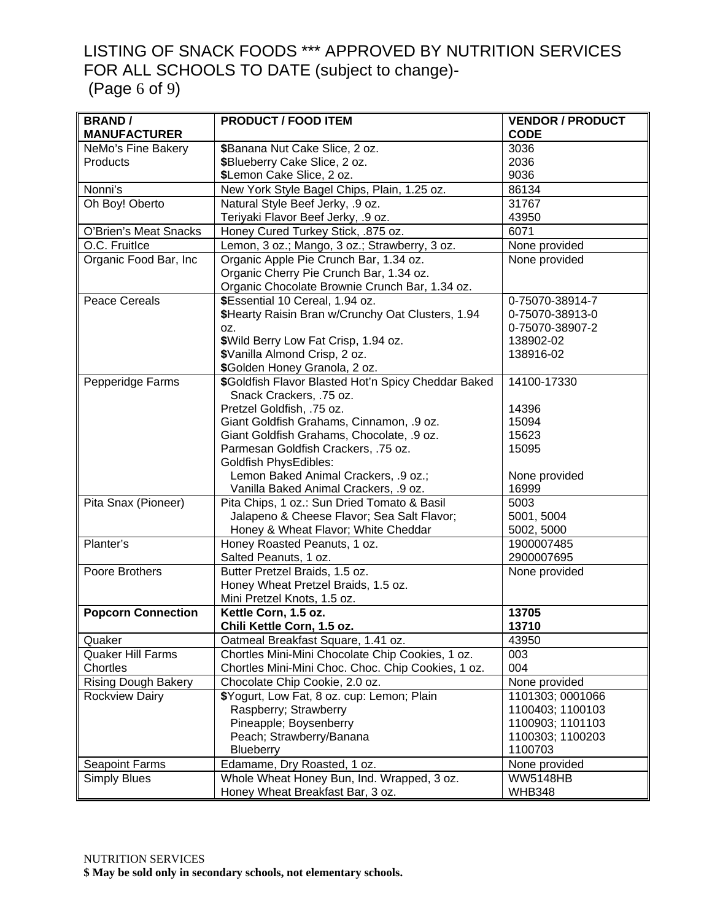# LISTING OF SNACK FOODS *** APPROVED BY NUTRITION SERVICES FOR ALL SCHOOLS TO DATE (subject to change)- (Page 6 of 9)

| BRAND / MANUFACTURER | PRODUCT / FOOD ITEM | VENDOR / PRODUCT CODE |
|---|---|---|
| NeMo's Fine Bakery Products | **$**Banana Nut Cake Slice, 2 oz.<br>**$**Blueberry Cake Slice, 2 oz.<br>**$**Lemon Cake Slice, 2 oz. | 3036<br>2036<br>9036 |
| Nonni's | New York Style Bagel Chips, Plain, 1.25 oz. | 86134 |
| Oh Boy! Oberto | Natural Style Beef Jerky, .9 oz.<br>Teriyaki Flavor Beef Jerky, .9 oz. | 31767<br>43950 |
| O'Brien's Meat Snacks | Honey Cured Turkey Stick, .875 oz. | 6071 |
| O.C. FruitIce | Lemon, 3 oz.; Mango, 3 oz.; Strawberry, 3 oz. | None provided |
| Organic Food Bar, Inc | Organic Apple Pie Crunch Bar, 1.34 oz.<br>Organic Cherry Pie Crunch Bar, 1.34 oz.<br>Organic Chocolate Brownie Crunch Bar, 1.34 oz. | None provided |
| Peace Cereals | **$**Essential 10 Cereal, 1.94 oz.<br>**$**Hearty Raisin Bran w/Crunchy Oat Clusters, 1.94 oz.<br>**$**Wild Berry Low Fat Crisp, 1.94 oz.<br>**$**Vanilla Almond Crisp, 2 oz.<br>**$**Golden Honey Granola, 2 oz. | 0-75070-38914-7<br>0-75070-38913-0<br>0-75070-38907-2<br>138902-02<br>138916-02 |
| Pepperidge Farms | **$**Goldfish Flavor Blasted Hot'n Spicy Cheddar Baked Snack Crackers, .75 oz.<br>Pretzel Goldfish, .75 oz.<br>Giant Goldfish Grahams, Cinnamon, .9 oz.<br>Giant Goldfish Grahams, Chocolate, .9 oz.<br>Parmesan Goldfish Crackers, .75 oz.<br>Goldfish PhysEdibles:<br>Lemon Baked Animal Crackers, .9 oz.;<br>Vanilla Baked Animal Crackers, .9 oz. | 14100-17330<br><br>14396<br>15094<br>15623<br>15095<br><br>None provided<br>16999 |
| Pita Snax (Pioneer) | Pita Chips, 1 oz.: Sun Dried Tomato & Basil<br>Jalapeno & Cheese Flavor; Sea Salt Flavor;<br>Honey & Wheat Flavor; White Cheddar | 5003<br>5001, 5004<br>5002, 5000 |
| Planter's | Honey Roasted Peanuts, 1 oz.<br>Salted Peanuts, 1 oz. | 1900007485<br>2900007695 |
| Poore Brothers | Butter Pretzel Braids, 1.5 oz.<br>Honey Wheat Pretzel Braids, 1.5 oz.<br>Mini Pretzel Knots, 1.5 oz. | None provided |
| **Popcorn Connection** | **Kettle Corn, 1.5 oz.**<br>**Chili Kettle Corn, 1.5 oz.** | **13705**<br>**13710** |
| Quaker | Oatmeal Breakfast Square, 1.41 oz. | 43950 |
| Quaker Hill Farms Chortles | Chortles Mini-Mini Chocolate Chip Cookies, 1 oz.<br>Chortles Mini-Mini Choc. Choc. Chip Cookies, 1 oz. | 003<br>004 |
| Rising Dough Bakery | Chocolate Chip Cookie, 2.0 oz. | None provided |
| Rockview Dairy | **$**Yogurt, Low Fat, 8 oz. cup: Lemon; Plain<br>Raspberry; Strawberry<br>Pineapple; Boysenberry<br>Peach; Strawberry/Banana<br>Blueberry | 1101303; 0001066<br>1100403; 1100103<br>1100903; 1101103<br>1100303; 1100203<br>1100703 |
| Seapoint Farms | Edamame, Dry Roasted, 1 oz. | None provided |
| Simply Blues | Whole Wheat Honey Bun, Ind. Wrapped, 3 oz.<br>Honey Wheat Breakfast Bar, 3 oz. | WW5148HB<br>WHB348 |

NUTRITION SERVICES

**$ May be sold only in secondary schools, not elementary schools.**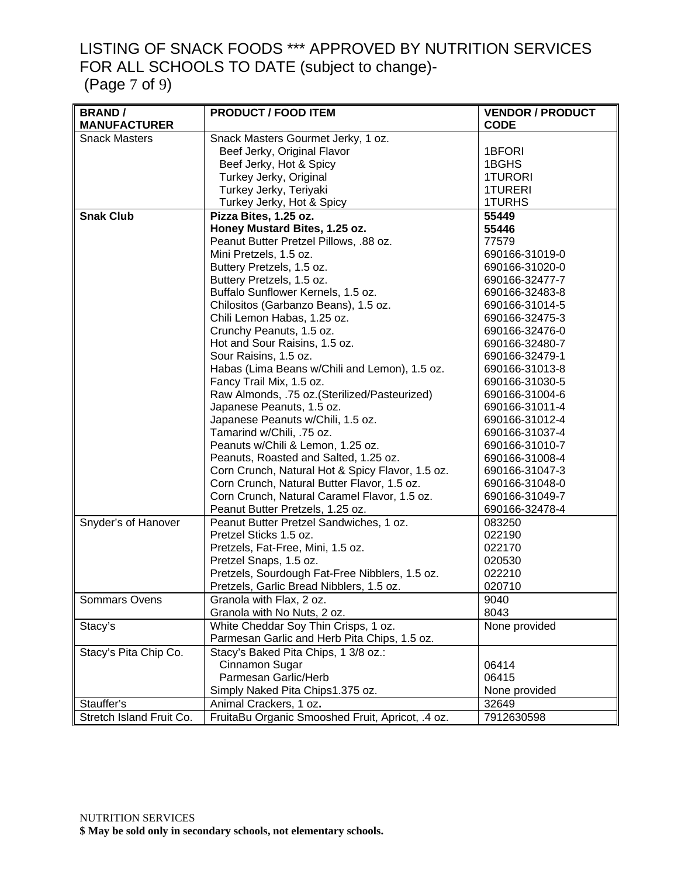# LISTING OF SNACK FOODS *** APPROVED BY NUTRITION SERVICES FOR ALL SCHOOLS TO DATE (subject to change)-

| BRAND / MANUFACTURER | PRODUCT / FOOD ITEM | VENDOR / PRODUCT CODE |
|---|---|---|
| Snack Masters | Snack Masters Gourmet Jerky, 1 oz. | |
| | Beef Jerky, Original Flavor | 1BFORI |
| | Beef Jerky, Hot & Spicy | 1BGHS |
| | Turkey Jerky, Original | 1TURORI |
| | Turkey Jerky, Teriyaki | 1TURERI |
| | Turkey Jerky, Hot & Spicy | 1TURHS |
| **Snak Club** | **Pizza Bites, 1.25 oz.** | **55449** |
| | **Honey Mustard Bites, 1.25 oz.** | **55446** |
| | Peanut Butter Pretzel Pillows, .88 oz. | 77579 |
| | Mini Pretzels, 1.5 oz. | 690166-31019-0 |
| | Buttery Pretzels, 1.5 oz. | 690166-31020-0 |
| | Buttery Pretzels, 1.5 oz. | 690166-32477-7 |
| | Buffalo Sunflower Kernels, 1.5 oz. | 690166-32483-8 |
| | Chilositos (Garbanzo Beans), 1.5 oz. | 690166-31014-5 |
| | Chili Lemon Habas, 1.25 oz. | 690166-32475-3 |
| | Crunchy Peanuts, 1.5 oz. | 690166-32476-0 |
| | Hot and Sour Raisins, 1.5 oz. | 690166-32480-7 |
| | Sour Raisins, 1.5 oz. | 690166-32479-1 |
| | Habas (Lima Beans w/Chili and Lemon), 1.5 oz. | 690166-31013-8 |
| | Fancy Trail Mix, 1.5 oz. | 690166-31030-5 |
| | Raw Almonds, .75 oz.(Sterilized/Pasteurized) | 690166-31004-6 |
| | Japanese Peanuts, 1.5 oz. | 690166-31011-4 |
| | Japanese Peanuts w/Chili, 1.5 oz. | 690166-31012-4 |
| | Tamarind w/Chili, .75 oz. | 690166-31037-4 |
| | Peanuts w/Chili & Lemon, 1.25 oz. | 690166-31010-7 |
| | Peanuts, Roasted and Salted, 1.25 oz. | 690166-31008-4 |
| | Corn Crunch, Natural Hot & Spicy Flavor, 1.5 oz. | 690166-31047-3 |
| | Corn Crunch, Natural Butter Flavor, 1.5 oz. | 690166-31048-0 |
| | Corn Crunch, Natural Caramel Flavor, 1.5 oz. | 690166-31049-7 |
| | Peanut Butter Pretzels, 1.25 oz. | 690166-32478-4 |
| Snyder's of Hanover | Peanut Butter Pretzel Sandwiches, 1 oz. | 083250 |
| | Pretzel Sticks 1.5 oz. | 022190 |
| | Pretzels, Fat-Free, Mini, 1.5 oz. | 022170 |
| | Pretzel Snaps, 1.5 oz. | 020530 |
| | Pretzels, Sourdough Fat-Free Nibblers, 1.5 oz. | 022210 |
| | Pretzels, Garlic Bread Nibblers, 1.5 oz. | 020710 |
| Sommars Ovens | Granola with Flax, 2 oz. | 9040 |
| | Granola with No Nuts, 2 oz. | 8043 |
| Stacy's | White Cheddar Soy Thin Crisps, 1 oz. | None provided |
| | Parmesan Garlic and Herb Pita Chips, 1.5 oz. | |
| Stacy's Pita Chip Co. | Stacy's Baked Pita Chips, 1 3/8 oz.: | |
| | Cinnamon Sugar | 06414 |
| | Parmesan Garlic/Herb | 06415 |
| | Simply Naked Pita Chips1.375 oz. | None provided |
| Stauffer's | Animal Crackers, 1 oz. | 32649 |
| Stretch Island Fruit Co. | FruitaBu Organic Smooshed Fruit, Apricot, .4 oz. | 7912630598 |

NUTRITION SERVICES

**$ May be sold only in secondary schools, not elementary schools.**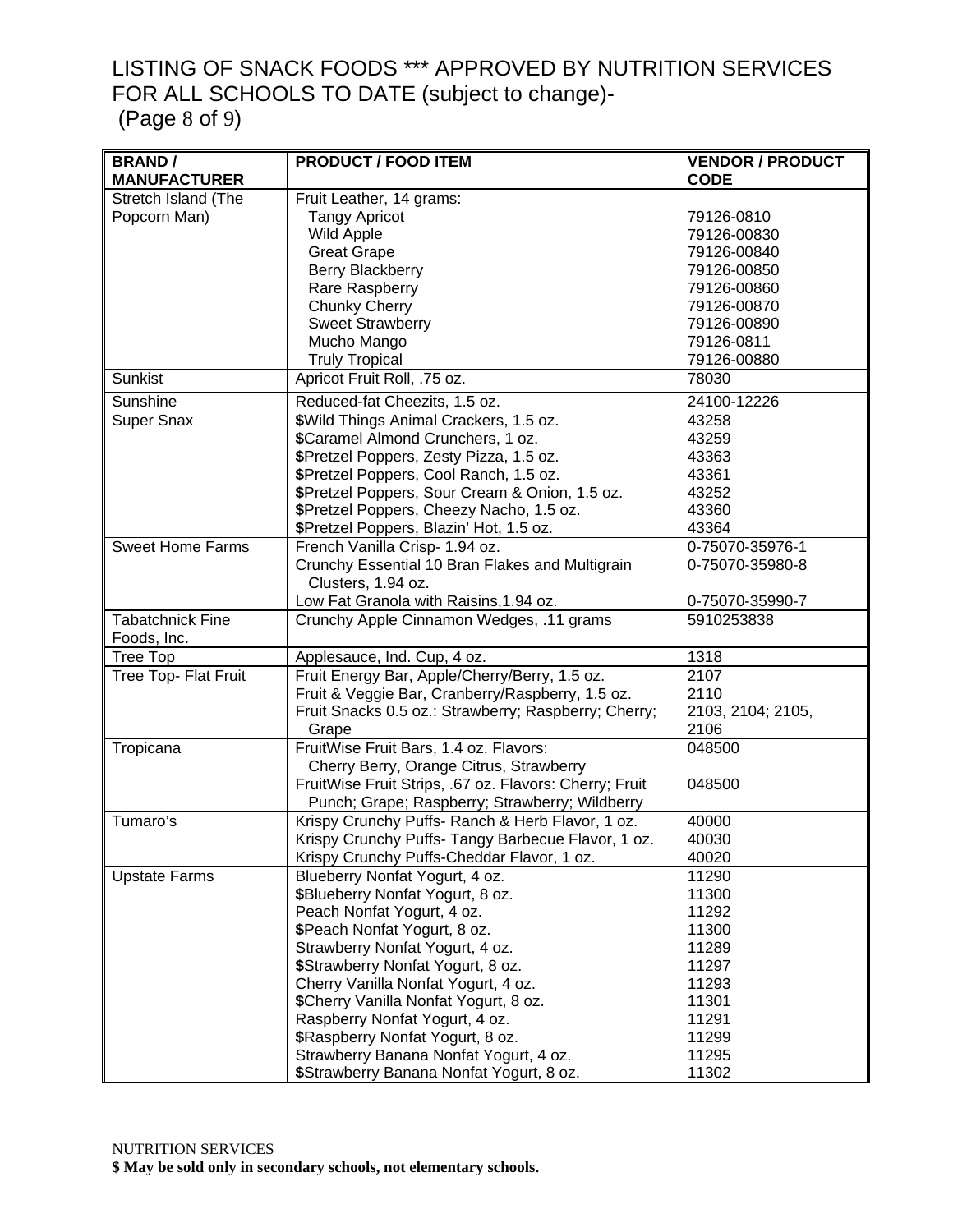# LISTING OF SNACK FOODS *** APPROVED BY NUTRITION SERVICES FOR ALL SCHOOLS TO DATE (subject to change)- (Page 8 of 9)

| BRAND / MANUFACTURER | PRODUCT / FOOD ITEM | VENDOR / PRODUCT CODE |
|---|---|---|
| Stretch Island (The Popcorn Man) | Fruit Leather, 14 grams:<br>Tangy Apricot<br>Wild Apple<br>Great Grape<br>Berry Blackberry<br>Rare Raspberry<br>Chunky Cherry<br>Sweet Strawberry<br>Mucho Mango<br>Truly Tropical | <br>79126-0810<br>79126-00830<br>79126-00840<br>79126-00850<br>79126-00860<br>79126-00870<br>79126-00890<br>79126-0811<br>79126-00880 |
| Sunkist | Apricot Fruit Roll, .75 oz. | 78030 |
| Sunshine | Reduced-fat Cheezits, 1.5 oz. | 24100-12226 |
| Super Snax | **$**Wild Things Animal Crackers, 1.5 oz.<br>**$**Caramel Almond Crunchers, 1 oz.<br>**$**Pretzel Poppers, Zesty Pizza, 1.5 oz.<br>**$**Pretzel Poppers, Cool Ranch, 1.5 oz.<br>**$**Pretzel Poppers, Sour Cream & Onion, 1.5 oz.<br>**$**Pretzel Poppers, Cheezy Nacho, 1.5 oz.<br>**$**Pretzel Poppers, Blazin' Hot, 1.5 oz. | 43258<br>43259<br>43363<br>43361<br>43252<br>43360<br>43364 |
| Sweet Home Farms | French Vanilla Crisp- 1.94 oz.<br>Crunchy Essential 10 Bran Flakes and Multigrain Clusters, 1.94 oz.<br>Low Fat Granola with Raisins,1.94 oz. | 0-75070-35976-1<br>0-75070-35980-8<br><br>0-75070-35990-7 |
| Tabatchnick Fine Foods, Inc. | Crunchy Apple Cinnamon Wedges, .11 grams | 5910253838 |
| Tree Top | Applesauce, Ind. Cup, 4 oz. | 1318 |
| Tree Top- Flat Fruit | Fruit Energy Bar, Apple/Cherry/Berry, 1.5 oz.<br>Fruit & Veggie Bar, Cranberry/Raspberry, 1.5 oz.<br>Fruit Snacks 0.5 oz.: Strawberry; Raspberry; Cherry; Grape | 2107<br>2110<br>2103, 2104; 2105, 2106 |
| Tropicana | FruitWise Fruit Bars, 1.4 oz. Flavors: Cherry Berry, Orange Citrus, Strawberry<br>FruitWise Fruit Strips, .67 oz. Flavors: Cherry; Fruit Punch; Grape; Raspberry; Strawberry; Wildberry | 048500<br><br>048500 |
| Tumaro's | Krispy Crunchy Puffs- Ranch & Herb Flavor, 1 oz.<br>Krispy Crunchy Puffs- Tangy Barbecue Flavor, 1 oz.<br>Krispy Crunchy Puffs-Cheddar Flavor, 1 oz. | 40000<br>40030<br>40020 |
| Upstate Farms | Blueberry Nonfat Yogurt, 4 oz.<br>**$**Blueberry Nonfat Yogurt, 8 oz.<br>Peach Nonfat Yogurt, 4 oz.<br>**$**Peach Nonfat Yogurt, 8 oz.<br>Strawberry Nonfat Yogurt, 4 oz.<br>**$**Strawberry Nonfat Yogurt, 8 oz.<br>Cherry Vanilla Nonfat Yogurt, 4 oz.<br>**$**Cherry Vanilla Nonfat Yogurt, 8 oz.<br>Raspberry Nonfat Yogurt, 4 oz.<br>**$**Raspberry Nonfat Yogurt, 8 oz.<br>Strawberry Banana Nonfat Yogurt, 4 oz.<br>**$**Strawberry Banana Nonfat Yogurt, 8 oz. | 11290<br>11300<br>11292<br>11300<br>11289<br>11297<br>11293<br>11301<br>11291<br>11299<br>11295<br>11302 |

NUTRITION SERVICES

**$ May be sold only in secondary schools, not elementary schools.**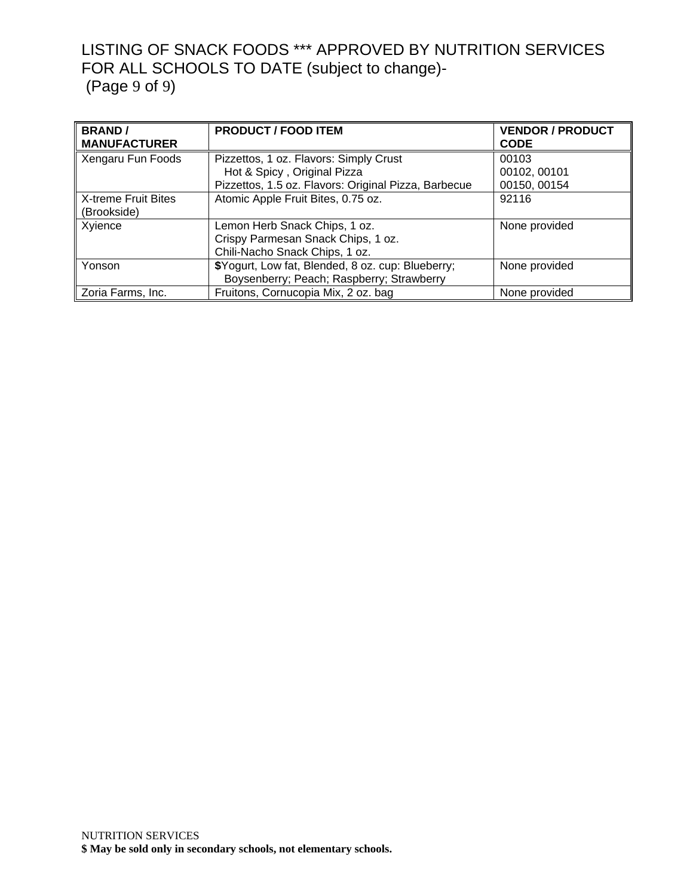LISTING OF SNACK FOODS *** APPROVED BY NUTRITION SERVICES FOR ALL SCHOOLS TO DATE (subject to change)-
(Page 9 of 9)

| BRAND / MANUFACTURER | PRODUCT / FOOD ITEM | VENDOR / PRODUCT CODE |
|---|---|---|
| Xengaru Fun Foods | Pizzettos, 1 oz. Flavors: Simply Crust<br>Hot & Spicy , Original Pizza<br>Pizzettos, 1.5 oz. Flavors: Original Pizza, Barbecue | 00103<br>00102, 00101<br>00150, 00154 |
| X-treme Fruit Bites (Brookside) | Atomic Apple Fruit Bites, 0.75 oz. | 92116 |
| Xyience | Lemon Herb Snack Chips, 1 oz.<br>Crispy Parmesan Snack Chips, 1 oz.<br>Chili-Nacho Snack Chips, 1 oz. | None provided |
| Yonson | **$**Yogurt, Low fat, Blended, 8 oz. cup: Blueberry; Boysenberry; Peach; Raspberry; Strawberry | None provided |
| Zoria Farms, Inc. | Fruitons, Cornucopia Mix, 2 oz. bag | None provided |

NUTRITION SERVICES

**$ May be sold only in secondary schools, not elementary schools.**